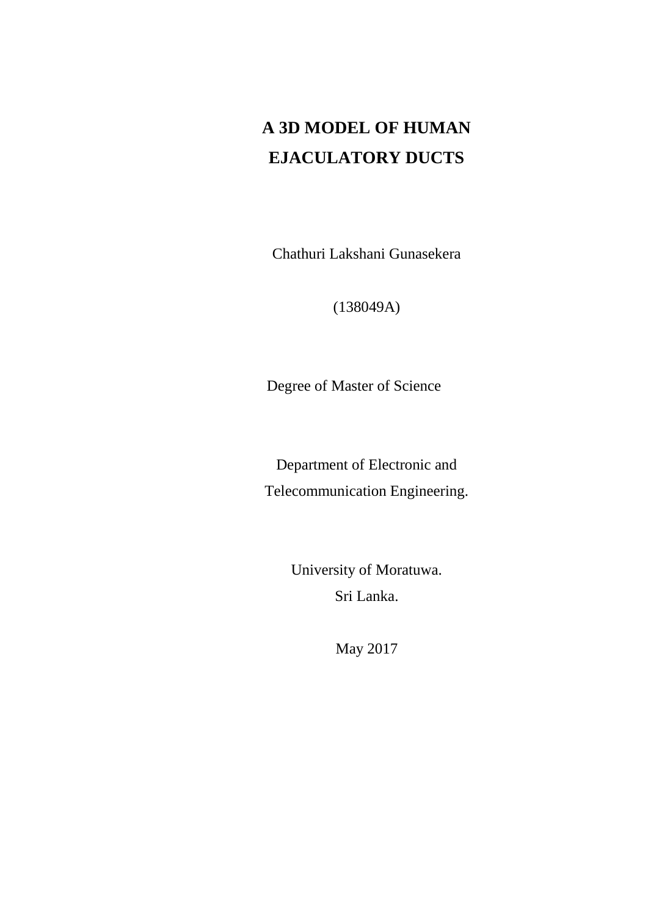# A 3D MODEL OF HUMAN EJACULATORY DUCTS

Chathuri Lakshani Gunasekera

(138049A)

Degree of Master of Science

Department of Electronic and Telecommunication Engineering.

University of Moratuwa.
Sri Lanka.

May 2017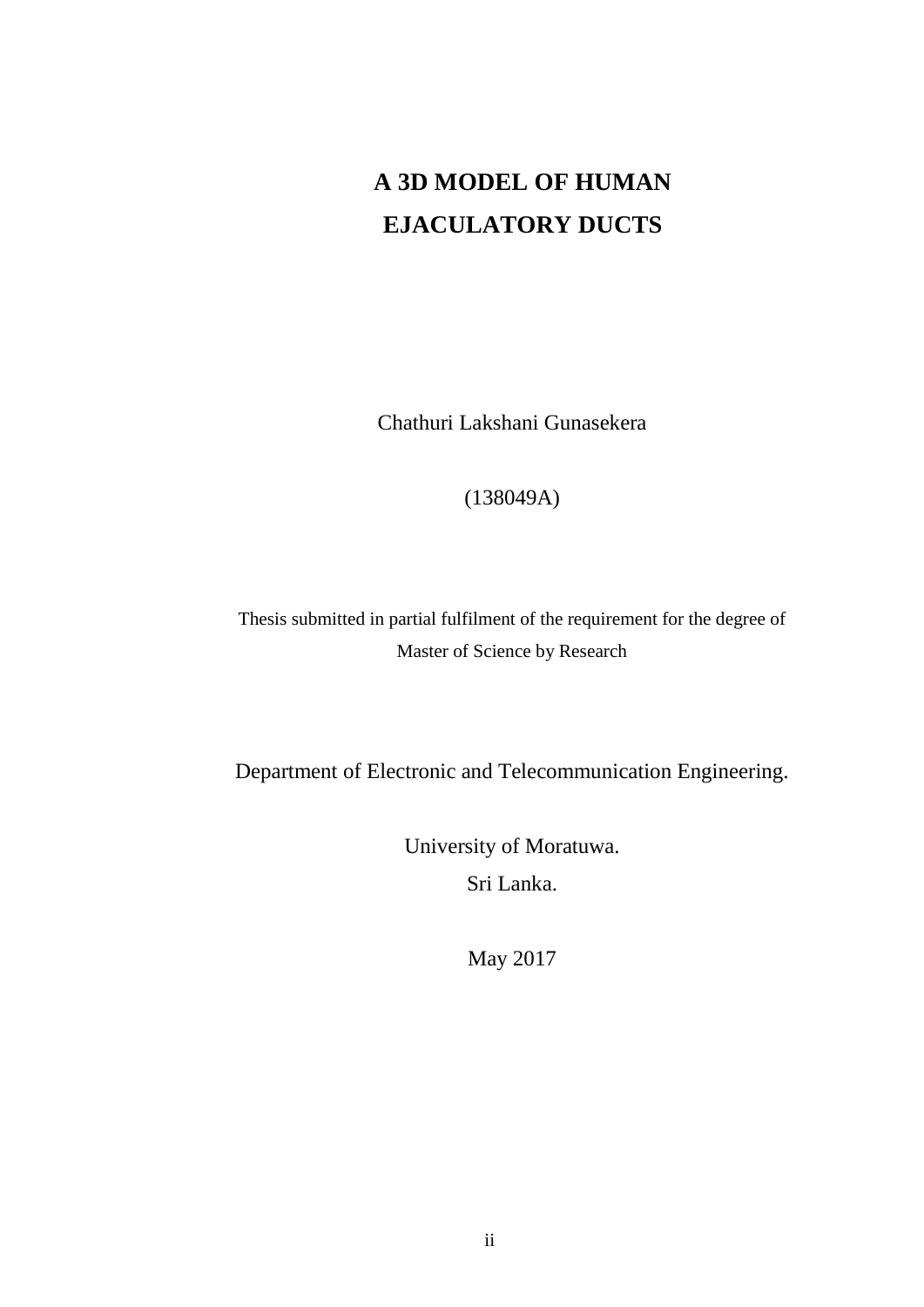# A 3D MODEL OF HUMAN EJACULATORY DUCTS

Chathuri Lakshani Gunasekera

(138049A)

Thesis submitted in partial fulfilment of the requirement for the degree of Master of Science by Research

Department of Electronic and Telecommunication Engineering.

University of Moratuwa.

Sri Lanka.

May 2017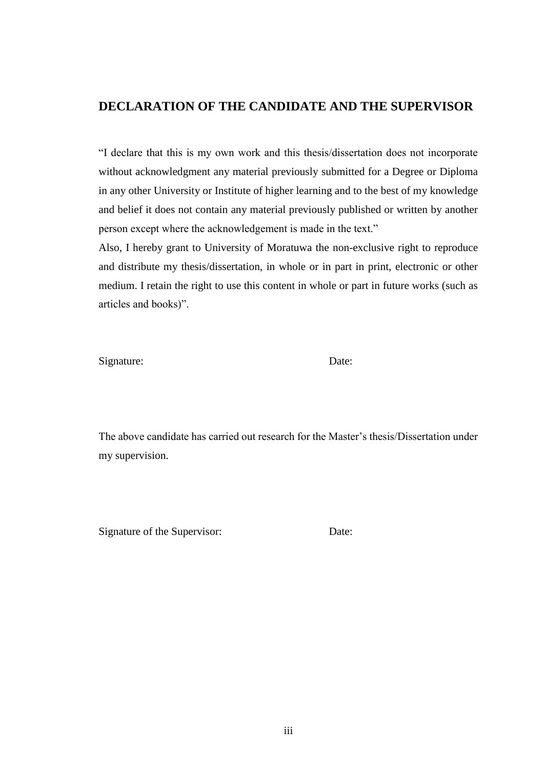# DECLARATION OF THE CANDIDATE AND THE SUPERVISOR

"I declare that this is my own work and this thesis/dissertation does not incorporate without acknowledgment any material previously submitted for a Degree or Diploma in any other University or Institute of higher learning and to the best of my knowledge and belief it does not contain any material previously published or written by another person except where the acknowledgement is made in the text."

Also, I hereby grant to University of Moratuwa the non-exclusive right to reproduce and distribute my thesis/dissertation, in whole or in part in print, electronic or other medium. I retain the right to use this content in whole or part in future works (such as articles and books)".

Signature: Date:

The above candidate has carried out research for the Master's thesis/Dissertation under my supervision.

Signature of the Supervisor: Date: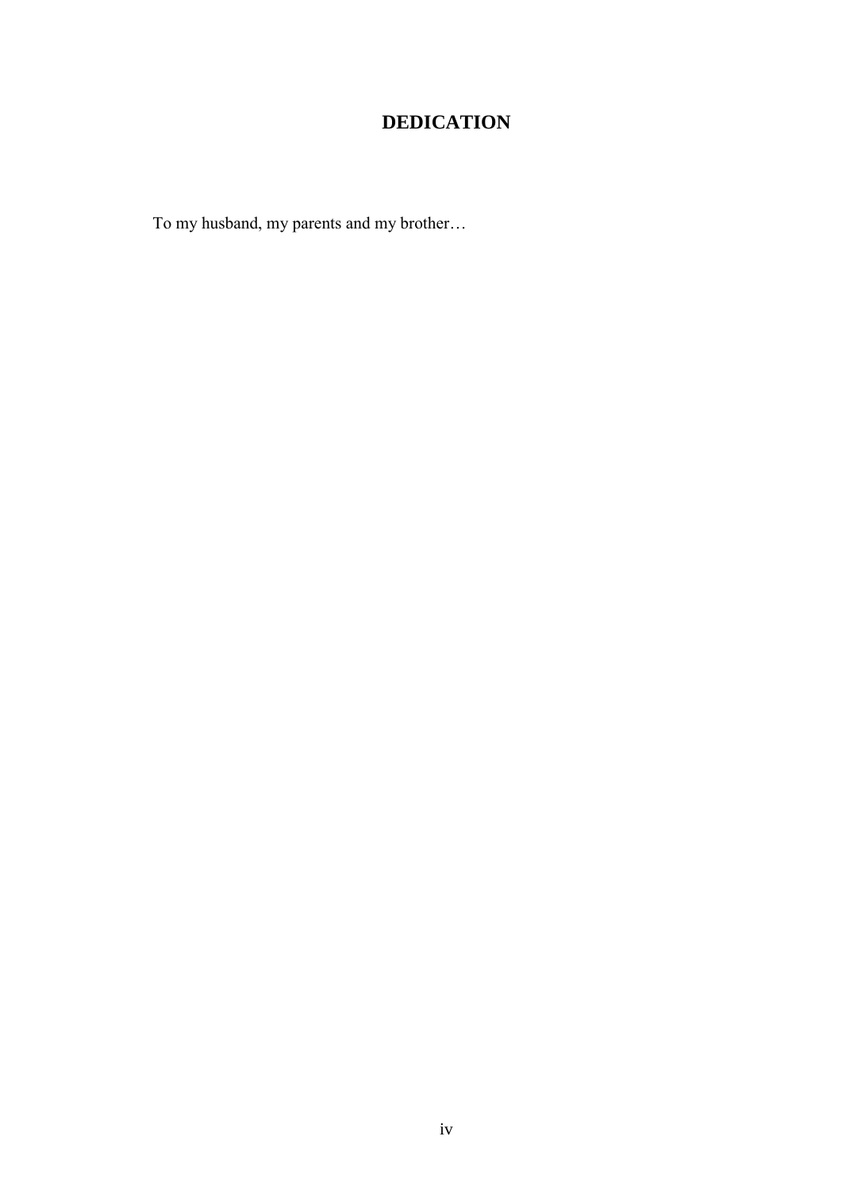# DEDICATION

To my husband, my parents and my brother…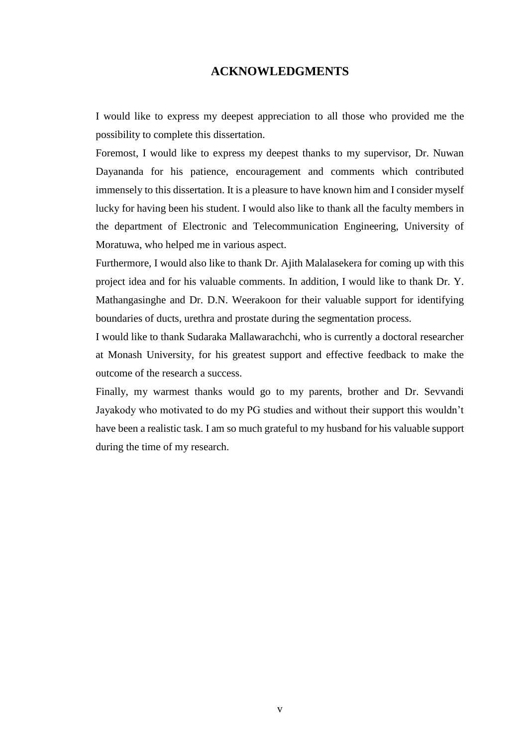# ACKNOWLEDGMENTS

I would like to express my deepest appreciation to all those who provided me the possibility to complete this dissertation.

Foremost, I would like to express my deepest thanks to my supervisor, Dr. Nuwan Dayananda for his patience, encouragement and comments which contributed immensely to this dissertation. It is a pleasure to have known him and I consider myself lucky for having been his student. I would also like to thank all the faculty members in the department of Electronic and Telecommunication Engineering, University of Moratuwa, who helped me in various aspect.

Furthermore, I would also like to thank Dr. Ajith Malalasekera for coming up with this project idea and for his valuable comments. In addition, I would like to thank Dr. Y. Mathangasinghe and Dr. D.N. Weerakoon for their valuable support for identifying boundaries of ducts, urethra and prostate during the segmentation process.

I would like to thank Sudaraka Mallawarachchi, who is currently a doctoral researcher at Monash University, for his greatest support and effective feedback to make the outcome of the research a success.

Finally, my warmest thanks would go to my parents, brother and Dr. Sevvandi Jayakody who motivated to do my PG studies and without their support this wouldn't have been a realistic task. I am so much grateful to my husband for his valuable support during the time of my research.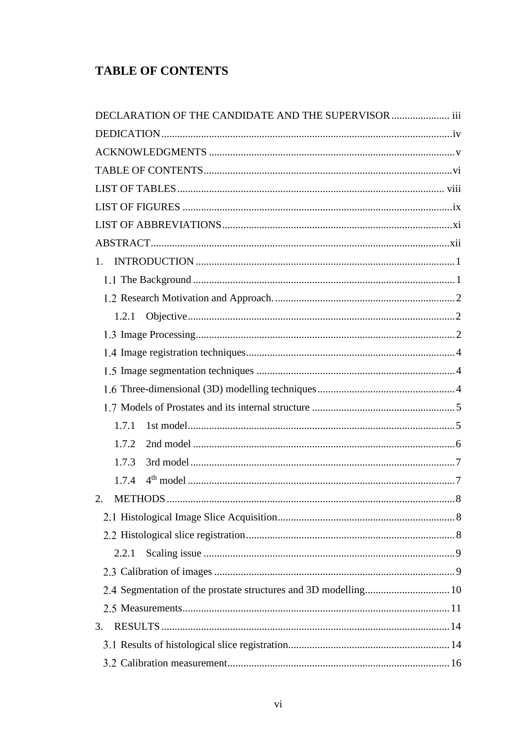# TABLE OF CONTENTS

DECLARATION OF THE CANDIDATE AND THE SUPERVISOR ...................... iii

DEDICATION..............................................................................................iv

ACKNOWLEDGMENTS ..............................................................................v

TABLE OF CONTENTS..............................................................................vi

LIST OF TABLES ...................................................................................... viii

LIST OF FIGURES .......................................................................................ix

LIST OF ABBREVIATIONS........................................................................xi

ABSTRACT..................................................................................................xii

1. INTRODUCTION ......................................................................................1

1.1 The Background ........................................................................................1

1.2 Research Motivation and Approach. ........................................................2

1.2.1 Objective ................................................................................................2

1.3 Image Processing.......................................................................................2

1.4 Image registration techniques....................................................................4

1.5 Image segmentation techniques ................................................................4

1.6 Three-dimensional (3D) modelling techniques.........................................4

1.7 Models of Prostates and its internal structure ...........................................5

1.7.1 1st model.................................................................................................5

1.7.2 2nd model ...............................................................................................6

1.7.3 3rd model................................................................................................7

1.7.4 4th model ................................................................................................7

2. METHODS ..................................................................................................8

2.1 Histological Image Slice Acquisition........................................................8

2.2 Histological slice registration....................................................................8

2.2.1 Scaling issue ...........................................................................................9

2.3 Calibration of images ................................................................................9

2.4 Segmentation of the prostate structures and 3D modelling.......................10

2.5 Measurements............................................................................................11

3. RESULTS ...................................................................................................14

3.1 Results of histological slice registration...................................................14

3.2 Calibration measurement...........................................................................16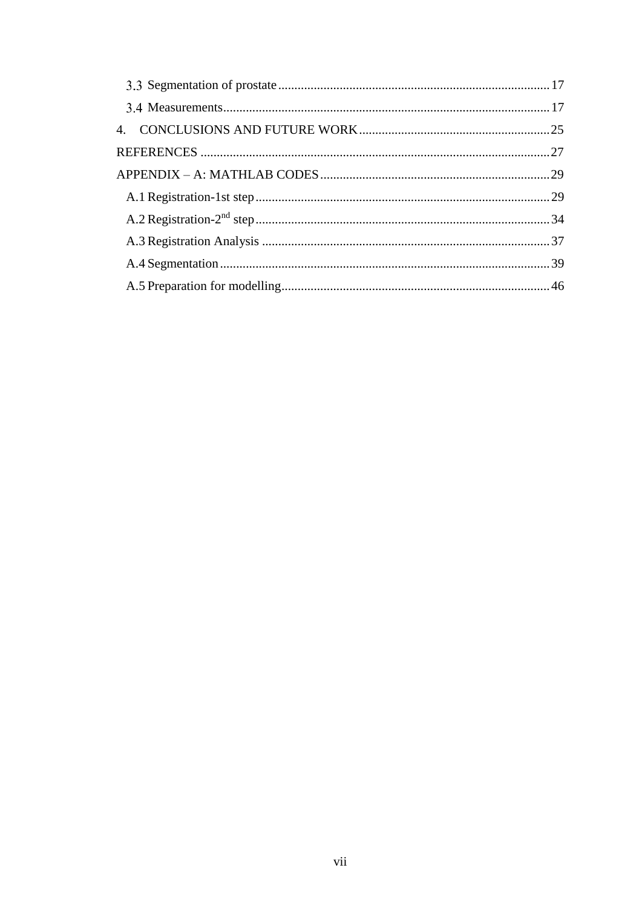3.3 Segmentation of prostate ... 17

3.4 Measurements ... 17

4. CONCLUSIONS AND FUTURE WORK ... 25

REFERENCES ... 27

APPENDIX – A: MATHLAB CODES ... 29

A.1 Registration-1st step ... 29

A.2 Registration-2nd step ... 34

A.3 Registration Analysis ... 37

A.4 Segmentation ... 39

A.5 Preparation for modelling ... 46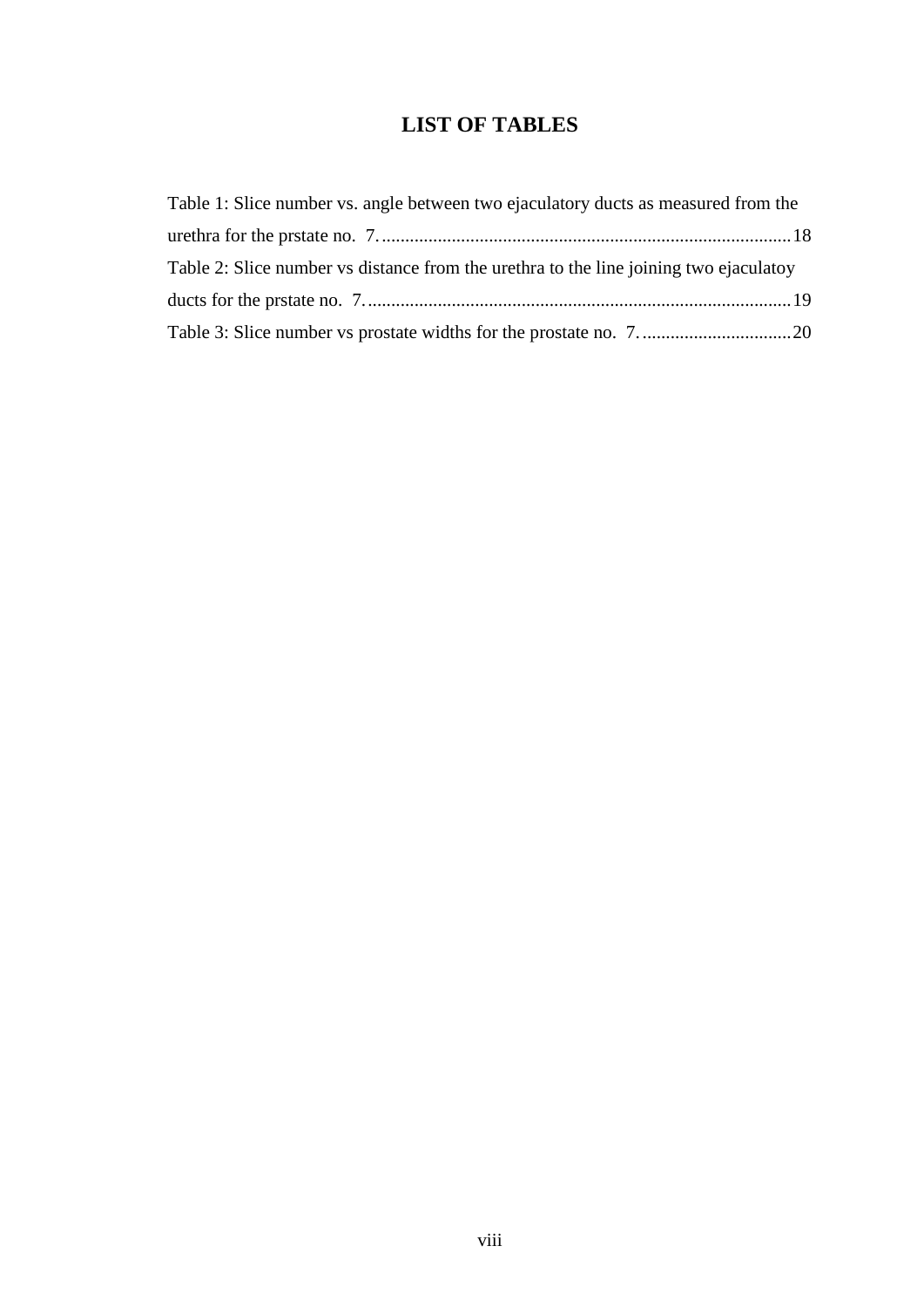# LIST OF TABLES

Table 1: Slice number vs. angle between two ejaculatory ducts as measured from the urethra for the prstate no. 7. ........................................................................................ 18

Table 2: Slice number vs distance from the urethra to the line joining two ejaculatoy ducts for the prstate no. 7. .......................................................................................... 19

Table 3: Slice number vs prostate widths for the prostate no. 7. ................................ 20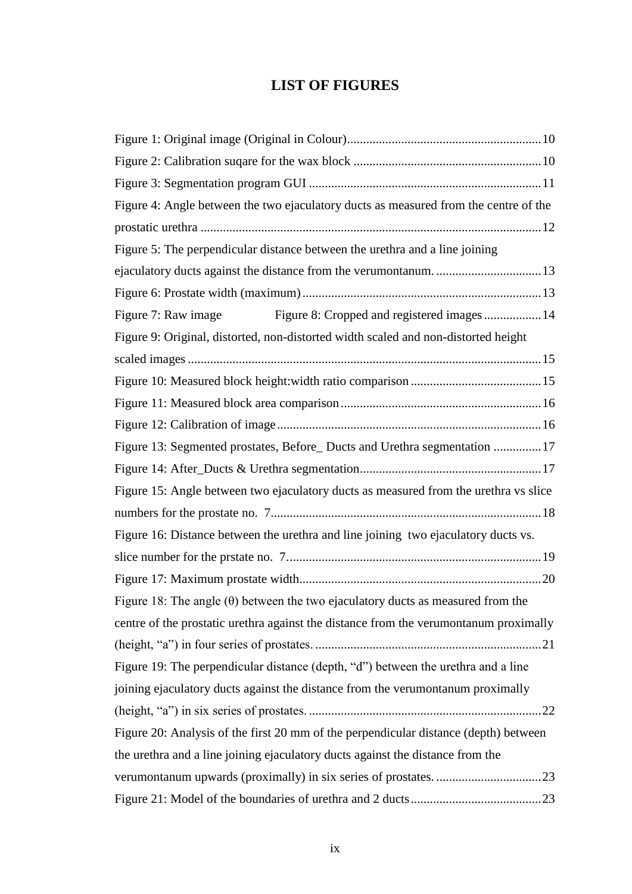# LIST OF FIGURES

Figure 1: Original image (Original in Colour)............................................................10

Figure 2: Calibration suqare for the wax block ..........................................................10

Figure 3: Segmentation program GUI .........................................................................11

Figure 4: Angle between the two ejaculatory ducts as measured from the centre of the prostatic urethra ..........................................................................................................12

Figure 5: The perpendicular distance between the urethra and a line joining ejaculatory ducts against the distance from the verumontanum. .................................13

Figure 6: Prostate width (maximum)..........................................................................13

Figure 7: Raw image Figure 8: Cropped and registered images..................14

Figure 9: Original, distorted, non-distorted width scaled and non-distorted height scaled images .............................................................................................................15

Figure 10: Measured block height:width ratio comparison.........................................15

Figure 11: Measured block area comparison..............................................................16

Figure 12: Calibration of image..................................................................................16

Figure 13: Segmented prostates, Before_ Ducts and Urethra segmentation ...............17

Figure 14: After_Ducts & Urethra segmentation........................................................17

Figure 15: Angle between two ejaculatory ducts as measured from the urethra vs slice numbers for the prostate no. 7....................................................................................18

Figure 16: Distance between the urethra and line joining two ejaculatory ducts vs. slice number for the prstate no. 7...............................................................................19

Figure 17: Maximum prostate width...........................................................................20

Figure 18: The angle (θ) between the two ejaculatory ducts as measured from the centre of the prostatic urethra against the distance from the verumontanum proximally (height, "a") in four series of prostates. ......................................................................21

Figure 19: The perpendicular distance (depth, "d") between the urethra and a line joining ejaculatory ducts against the distance from the verumontanum proximally (height, "a") in six series of prostates. ........................................................................22

Figure 20: Analysis of the first 20 mm of the perpendicular distance (depth) between the urethra and a line joining ejaculatory ducts against the distance from the verumontanum upwards (proximally) in six series of prostates. .................................23

Figure 21: Model of the boundaries of urethra and 2 ducts........................................23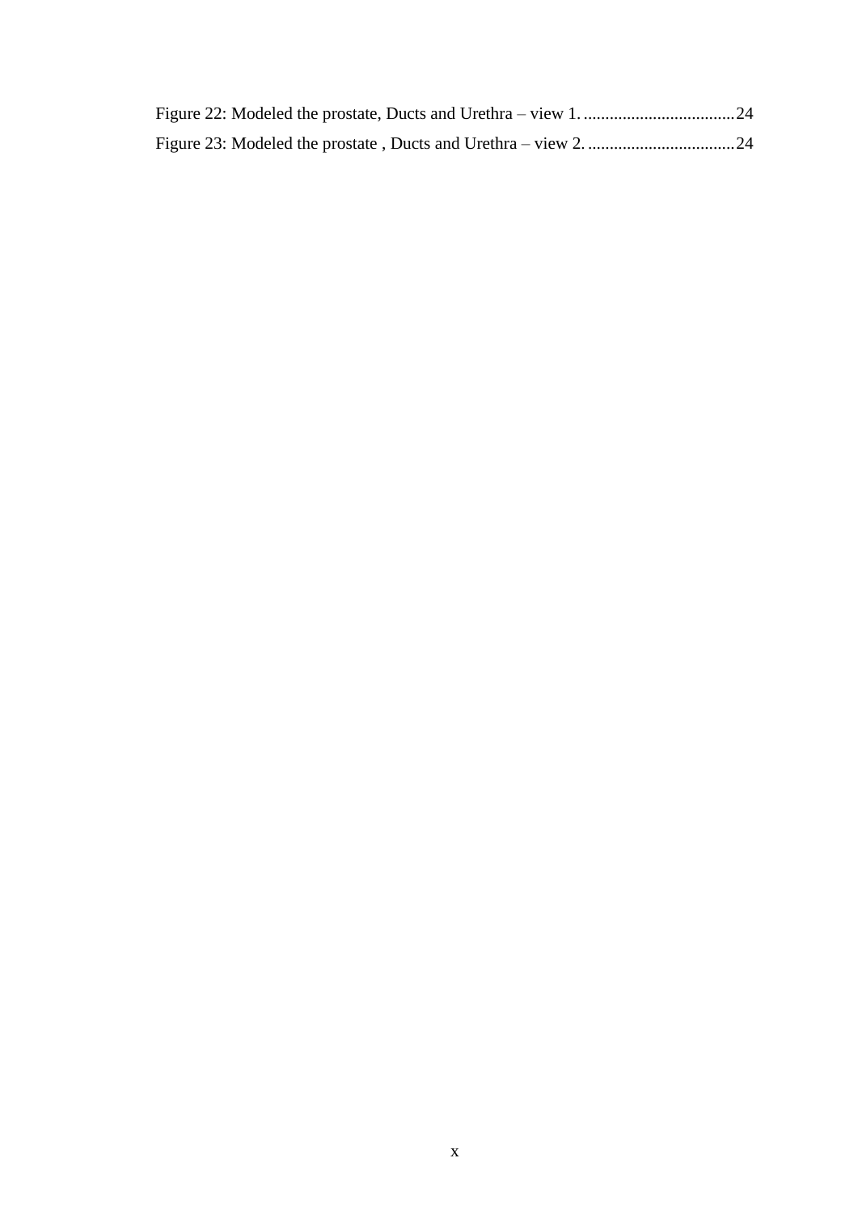Figure 22: Modeled the prostate, Ducts and Urethra – view 1. ...................................24

Figure 23: Modeled the prostate , Ducts and Urethra – view 2. ..................................24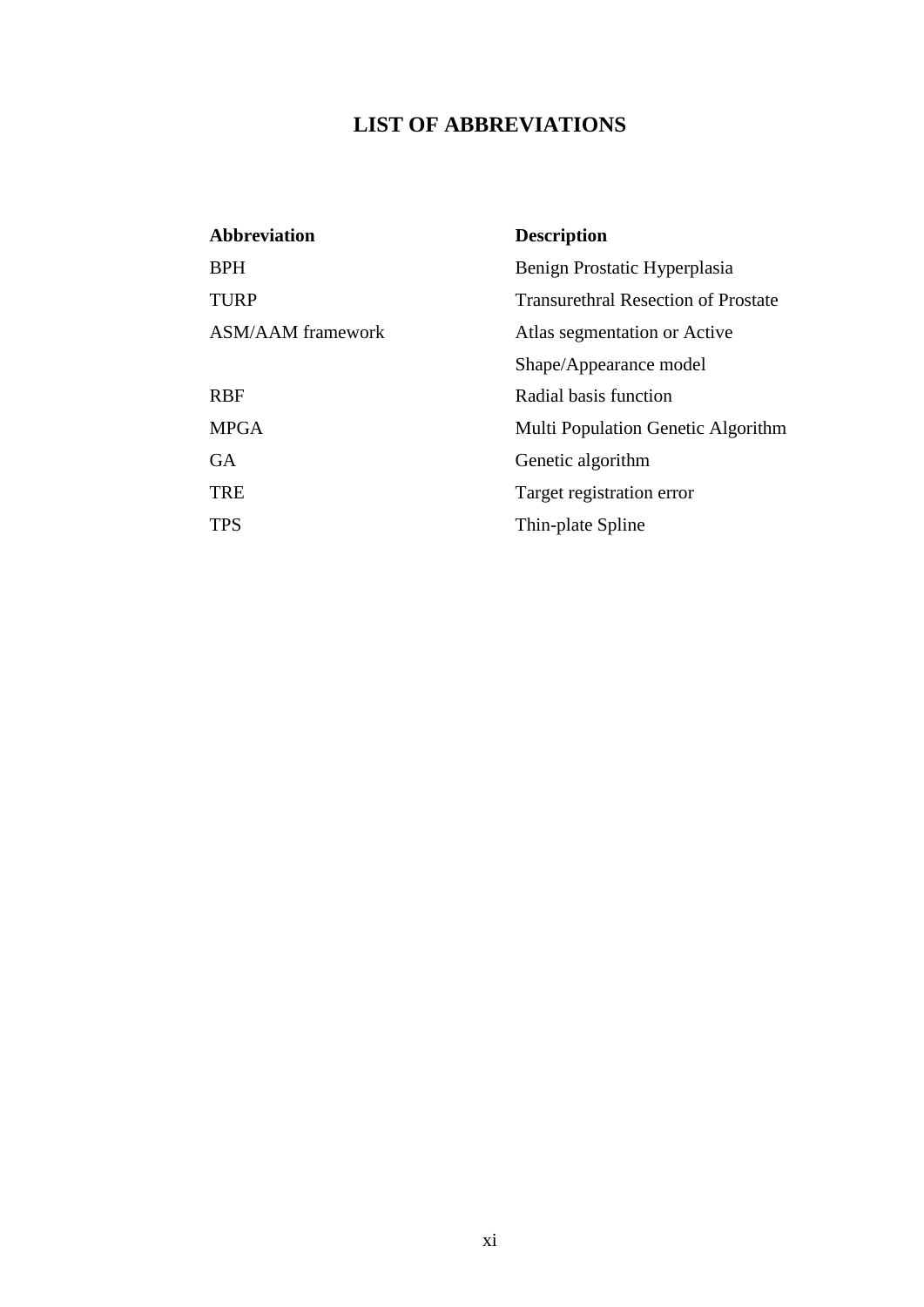# LIST OF ABBREVIATIONS

| Abbreviation | Description |
| --- | --- |
| BPH | Benign Prostatic Hyperplasia |
| TURP | Transurethral Resection of Prostate |
| ASM/AAM framework | Atlas segmentation or Active Shape/Appearance model |
| RBF | Radial basis function |
| MPGA | Multi Population Genetic Algorithm |
| GA | Genetic algorithm |
| TRE | Target registration error |
| TPS | Thin-plate Spline |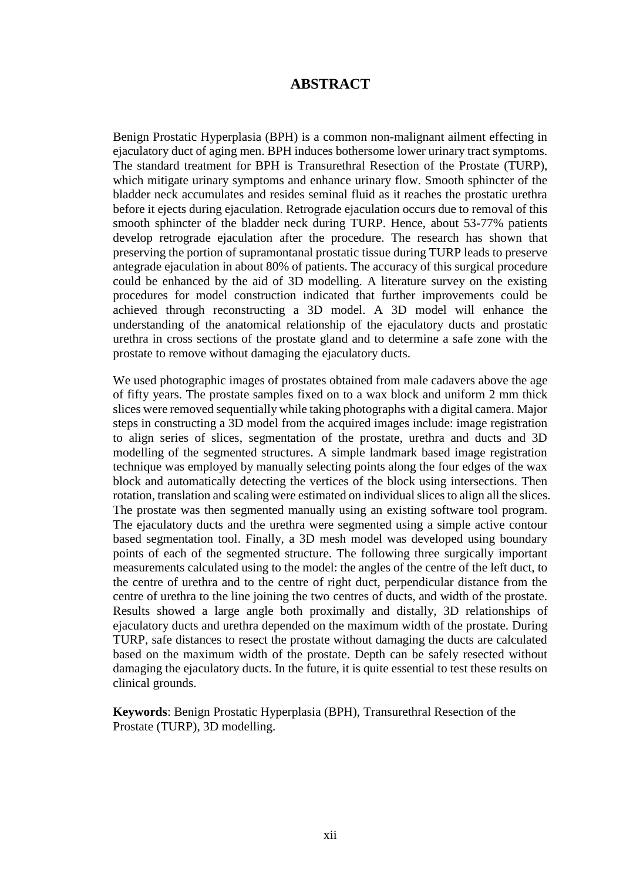# ABSTRACT

Benign Prostatic Hyperplasia (BPH) is a common non-malignant ailment effecting in ejaculatory duct of aging men. BPH induces bothersome lower urinary tract symptoms. The standard treatment for BPH is Transurethral Resection of the Prostate (TURP), which mitigate urinary symptoms and enhance urinary flow. Smooth sphincter of the bladder neck accumulates and resides seminal fluid as it reaches the prostatic urethra before it ejects during ejaculation. Retrograde ejaculation occurs due to removal of this smooth sphincter of the bladder neck during TURP. Hence, about 53-77% patients develop retrograde ejaculation after the procedure. The research has shown that preserving the portion of supramontanal prostatic tissue during TURP leads to preserve antegrade ejaculation in about 80% of patients. The accuracy of this surgical procedure could be enhanced by the aid of 3D modelling. A literature survey on the existing procedures for model construction indicated that further improvements could be achieved through reconstructing a 3D model. A 3D model will enhance the understanding of the anatomical relationship of the ejaculatory ducts and prostatic urethra in cross sections of the prostate gland and to determine a safe zone with the prostate to remove without damaging the ejaculatory ducts.

We used photographic images of prostates obtained from male cadavers above the age of fifty years. The prostate samples fixed on to a wax block and uniform 2 mm thick slices were removed sequentially while taking photographs with a digital camera. Major steps in constructing a 3D model from the acquired images include: image registration to align series of slices, segmentation of the prostate, urethra and ducts and 3D modelling of the segmented structures. A simple landmark based image registration technique was employed by manually selecting points along the four edges of the wax block and automatically detecting the vertices of the block using intersections. Then rotation, translation and scaling were estimated on individual slices to align all the slices. The prostate was then segmented manually using an existing software tool program. The ejaculatory ducts and the urethra were segmented using a simple active contour based segmentation tool. Finally, a 3D mesh model was developed using boundary points of each of the segmented structure. The following three surgically important measurements calculated using to the model: the angles of the centre of the left duct, to the centre of urethra and to the centre of right duct, perpendicular distance from the centre of urethra to the line joining the two centres of ducts, and width of the prostate. Results showed a large angle both proximally and distally, 3D relationships of ejaculatory ducts and urethra depended on the maximum width of the prostate. During TURP, safe distances to resect the prostate without damaging the ducts are calculated based on the maximum width of the prostate. Depth can be safely resected without damaging the ejaculatory ducts. In the future, it is quite essential to test these results on clinical grounds.

**Keywords**: Benign Prostatic Hyperplasia (BPH), Transurethral Resection of the Prostate (TURP), 3D modelling.